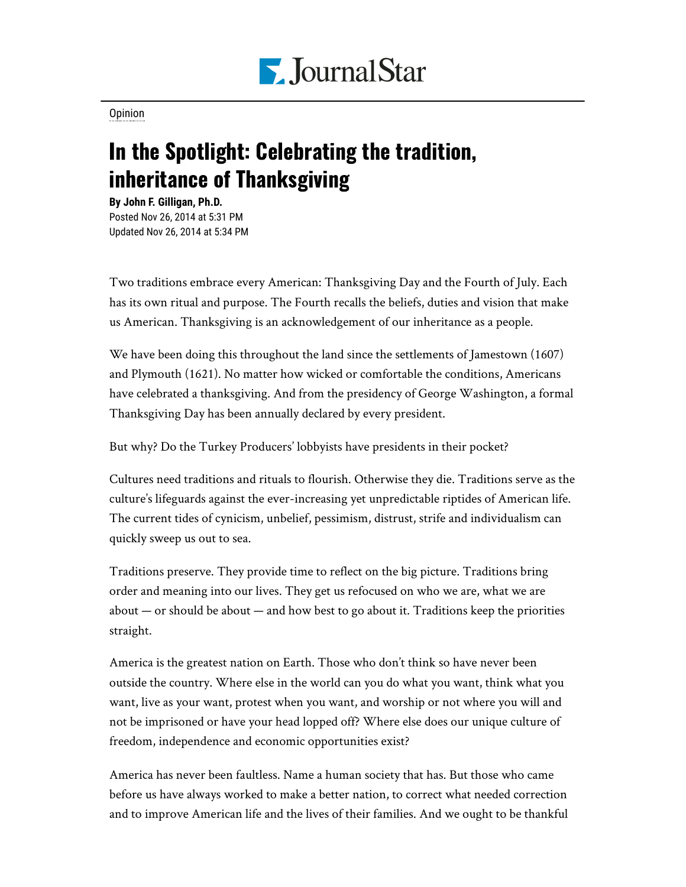Journal Star

Opinion

# In the Spotlight: Celebrating the tradition, inheritance of Thanksgiving

**By John F. Gilligan, Ph.D.**
Posted Nov 26, 2014 at 5:31 PM
Updated Nov 26, 2014 at 5:34 PM

Two traditions embrace every American: Thanksgiving Day and the Fourth of July. Each has its own ritual and purpose. The Fourth recalls the beliefs, duties and vision that make us American. Thanksgiving is an acknowledgement of our inheritance as a people.

We have been doing this throughout the land since the settlements of Jamestown (1607) and Plymouth (1621). No matter how wicked or comfortable the conditions, Americans have celebrated a thanksgiving. And from the presidency of George Washington, a formal Thanksgiving Day has been annually declared by every president.

But why? Do the Turkey Producers' lobbyists have presidents in their pocket?

Cultures need traditions and rituals to flourish. Otherwise they die. Traditions serve as the culture's lifeguards against the ever-increasing yet unpredictable riptides of American life. The current tides of cynicism, unbelief, pessimism, distrust, strife and individualism can quickly sweep us out to sea.

Traditions preserve. They provide time to reflect on the big picture. Traditions bring order and meaning into our lives. They get us refocused on who we are, what we are about — or should be about — and how best to go about it. Traditions keep the priorities straight.

America is the greatest nation on Earth. Those who don't think so have never been outside the country. Where else in the world can you do what you want, think what you want, live as your want, protest when you want, and worship or not where you will and not be imprisoned or have your head lopped off? Where else does our unique culture of freedom, independence and economic opportunities exist?

America has never been faultless. Name a human society that has. But those who came before us have always worked to make a better nation, to correct what needed correction and to improve American life and the lives of their families. And we ought to be thankful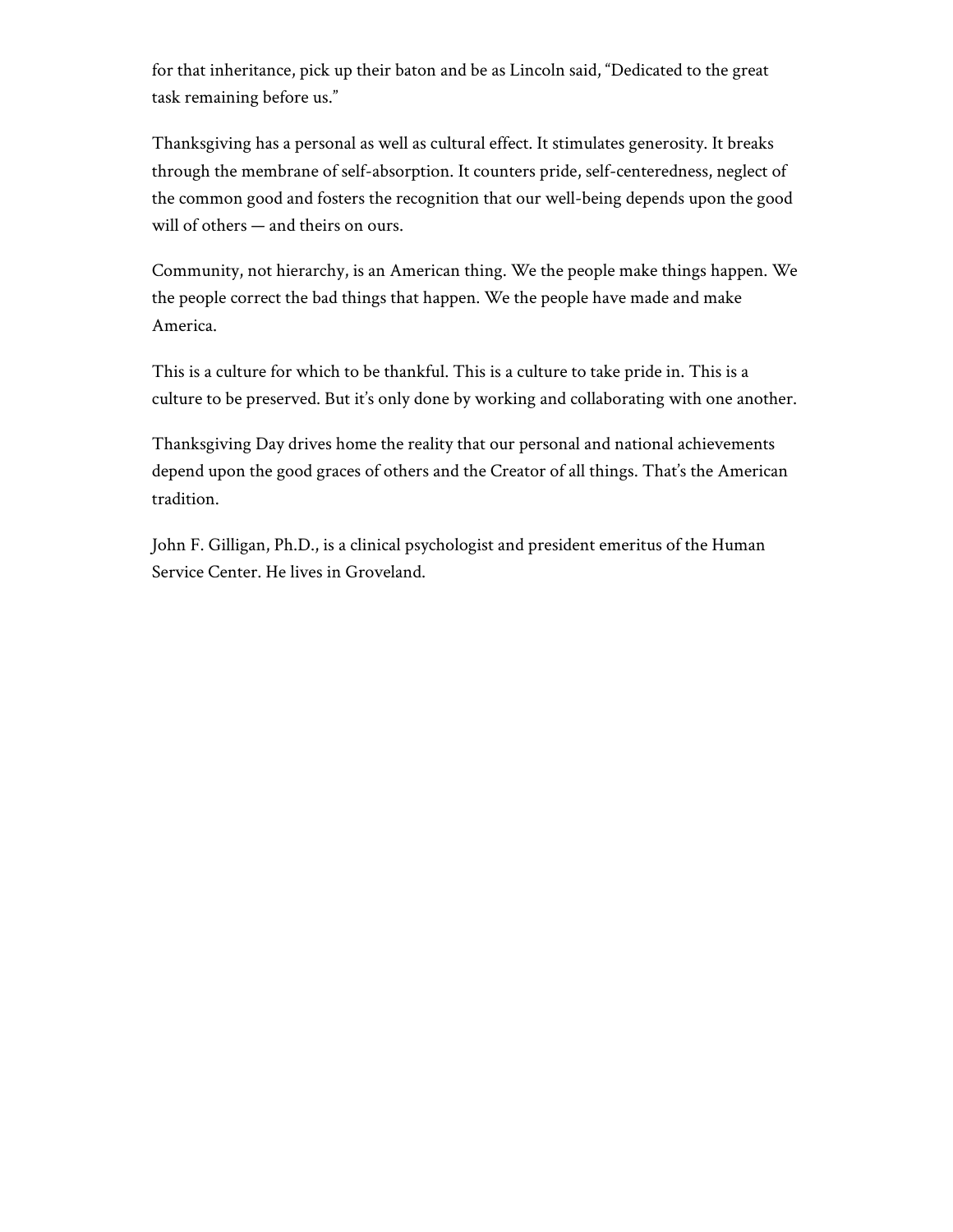for that inheritance, pick up their baton and be as Lincoln said, “Dedicated to the great task remaining before us.”

Thanksgiving has a personal as well as cultural effect. It stimulates generosity. It breaks through the membrane of self-absorption. It counters pride, self-centeredness, neglect of the common good and fosters the recognition that our well-being depends upon the good will of others — and theirs on ours.

Community, not hierarchy, is an American thing. We the people make things happen. We the people correct the bad things that happen. We the people have made and make America.

This is a culture for which to be thankful. This is a culture to take pride in. This is a culture to be preserved. But it’s only done by working and collaborating with one another.

Thanksgiving Day drives home the reality that our personal and national achievements depend upon the good graces of others and the Creator of all things. That’s the American tradition.

John F. Gilligan, Ph.D., is a clinical psychologist and president emeritus of the Human Service Center. He lives in Groveland.